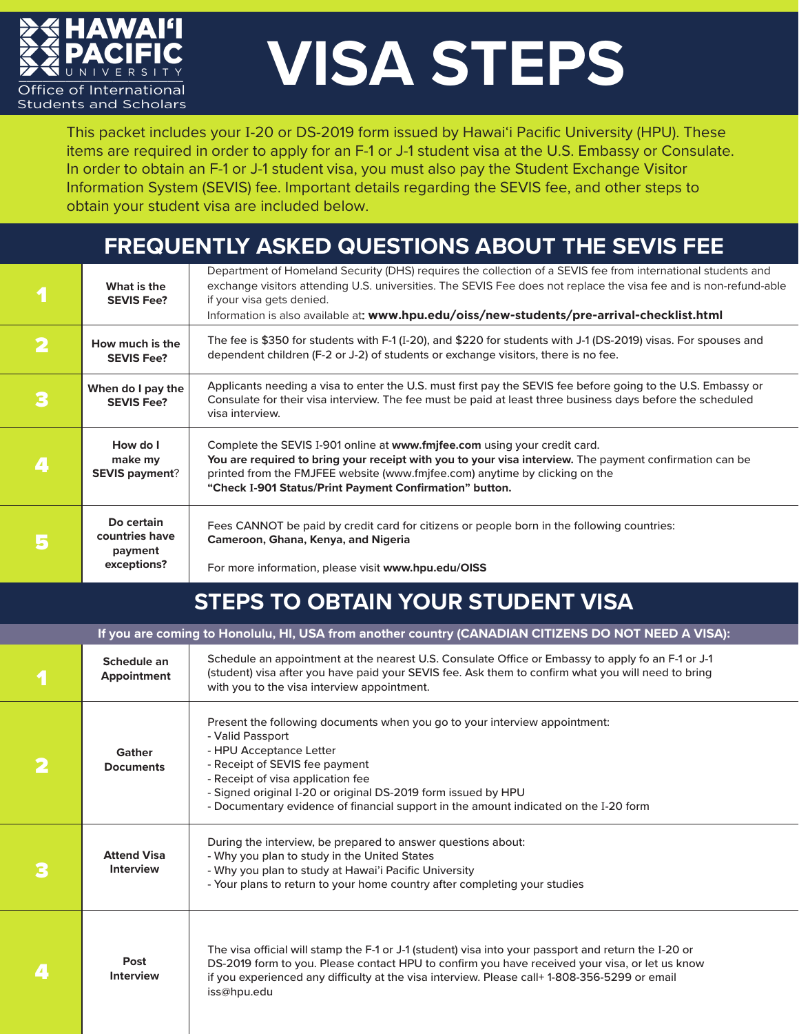# HAWAIʻI PACIFIC UNIVERSITY

Office of International Students and Scholars

# VISA STEPS

This packet includes your I-20 or DS-2019 form issued by Hawaiʻi Pacific University (HPU). These items are required in order to apply for an F-1 or J-1 student visa at the U.S. Embassy or Consulate. In order to obtain an F-1 or J-1 student visa, you must also pay the Student Exchange Visitor Information System (SEVIS) fee. Important details regarding the SEVIS fee, and other steps to obtain your student visa are included below.

## FREQUENTLY ASKED QUESTIONS ABOUT THE SEVIS FEE

| | | |
|---|---|---|
| 1 | **What is the SEVIS Fee?** | Department of Homeland Security (DHS) requires the collection of a SEVIS fee from international students and exchange visitors attending U.S. universities. The SEVIS Fee does not replace the visa fee and is non-refund-able if your visa gets denied.<br>Information is also available at**: www.hpu.edu/oiss/new-students/pre-arrival-checklist.html** |
| 2 | **How much is the SEVIS Fee?** | The fee is $350 for students with F-1 (I-20), and $220 for students with J-1 (DS-2019) visas. For spouses and dependent children (F-2 or J-2) of students or exchange visitors, there is no fee. |
| 3 | **When do I pay the SEVIS Fee?** | Applicants needing a visa to enter the U.S. must first pay the SEVIS fee before going to the U.S. Embassy or Consulate for their visa interview. The fee must be paid at least three business days before the scheduled visa interview. |
| 4 | **How do I make my SEVIS payment?** | Complete the SEVIS I-901 online at **www.fmjfee.com** using your credit card.<br>**You are required to bring your receipt with you to your visa interview.** The payment confirmation can be printed from the FMJFEE website (www.fmjfee.com) anytime by clicking on the<br>**"Check I-901 Status/Print Payment Confirmation" button.** |
| 5 | **Do certain countries have payment exceptions?** | Fees CANNOT be paid by credit card for citizens or people born in the following countries:<br>**Cameroon, Ghana, Kenya, and Nigeria**<br><br>For more information, please visit **www.hpu.edu/OISS** |

## STEPS TO OBTAIN YOUR STUDENT VISA

**If you are coming to Honolulu, HI, USA from another country (CANADIAN CITIZENS DO NOT NEED A VISA):**

| | | |
|---|---|---|
| 1 | **Schedule an Appointment** | Schedule an appointment at the nearest U.S. Consulate Office or Embassy to apply fo an F-1 or J-1 (student) visa after you have paid your SEVIS fee. Ask them to confirm what you will need to bring with you to the visa interview appointment. |
| 2 | **Gather Documents** | Present the following documents when you go to your interview appointment:<br>- Valid Passport<br>- HPU Acceptance Letter<br>- Receipt of SEVIS fee payment<br>- Receipt of visa application fee<br>- Signed original I-20 or original DS-2019 form issued by HPU<br>- Documentary evidence of financial support in the amount indicated on the I-20 form |
| 3 | **Attend Visa Interview** | During the interview, be prepared to answer questions about:<br>- Why you plan to study in the United States<br>- Why you plan to study at Hawaiʻi Pacific University<br>- Your plans to return to your home country after completing your studies |
| 4 | **Post Interview** | The visa official will stamp the F-1 or J-1 (student) visa into your passport and return the I-20 or DS-2019 form to you. Please contact HPU to confirm you have received your visa, or let us know if you experienced any difficulty at the visa interview. Please call+ 1-808-356-5299 or email iss@hpu.edu |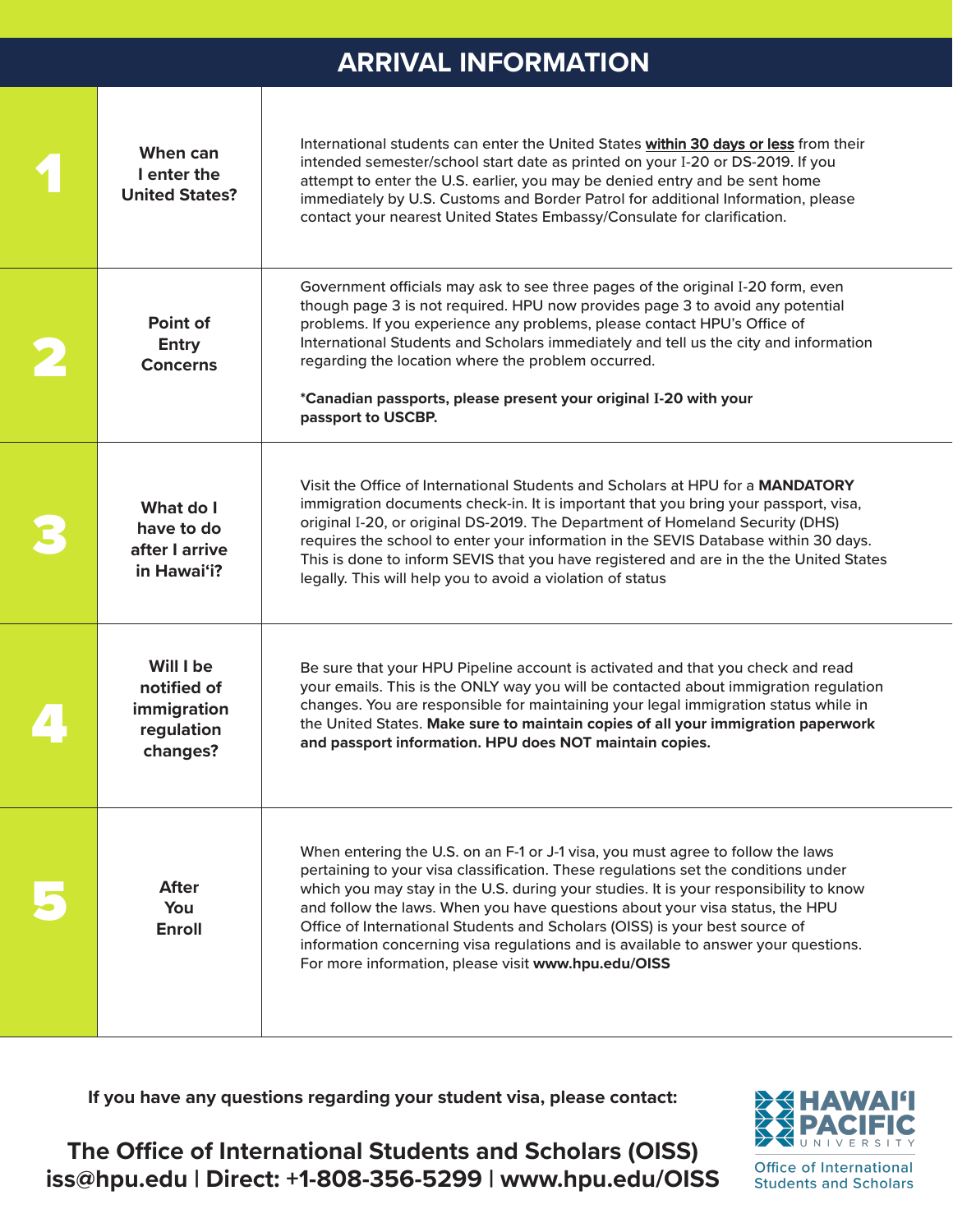# ARRIVAL INFORMATION

| | | |
|---|---|---|
| **1** | **When can I enter the United States?** | International students can enter the United States within 30 days or less from their intended semester/school start date as printed on your I-20 or DS-2019. If you attempt to enter the U.S. earlier, you may be denied entry and be sent home immediately by U.S. Customs and Border Patrol for additional Information, please contact your nearest United States Embassy/Consulate for clarification. |
| **2** | **Point of Entry Concerns** | Government officials may ask to see three pages of the original I-20 form, even though page 3 is not required. HPU now provides page 3 to avoid any potential problems. If you experience any problems, please contact HPU's Office of International Students and Scholars immediately and tell us the city and information regarding the location where the problem occurred.<br><br>**\*Canadian passports, please present your original I-20 with your passport to USCBP.** |
| **3** | **What do I have to do after I arrive in Hawai'i?** | Visit the Office of International Students and Scholars at HPU for a **MANDATORY** immigration documents check-in. It is important that you bring your passport, visa, original I-20, or original DS-2019. The Department of Homeland Security (DHS) requires the school to enter your information in the SEVIS Database within 30 days. This is done to inform SEVIS that you have registered and are in the the United States legally. This will help you to avoid a violation of status |
| **4** | **Will I be notified of immigration regulation changes?** | Be sure that your HPU Pipeline account is activated and that you check and read your emails. This is the ONLY way you will be contacted about immigration regulation changes. You are responsible for maintaining your legal immigration status while in the United States. **Make sure to maintain copies of all your immigration paperwork and passport information. HPU does NOT maintain copies.** |
| **5** | **After You Enroll** | When entering the U.S. on an F-1 or J-1 visa, you must agree to follow the laws pertaining to your visa classification. These regulations set the conditions under which you may stay in the U.S. during your studies. It is your responsibility to know and follow the laws. When you have questions about your visa status, the HPU Office of International Students and Scholars (OISS) is your best source of information concerning visa regulations and is available to answer your questions. For more information, please visit **www.hpu.edu/OISS** |

**If you have any questions regarding your student visa, please contact:**

**The Office of International Students and Scholars (OISS)**
**iss@hpu.edu | Direct: +1-808-356-5299 | www.hpu.edu/OISS**

HAWAI'I PACIFIC UNIVERSITY
Office of International Students and Scholars